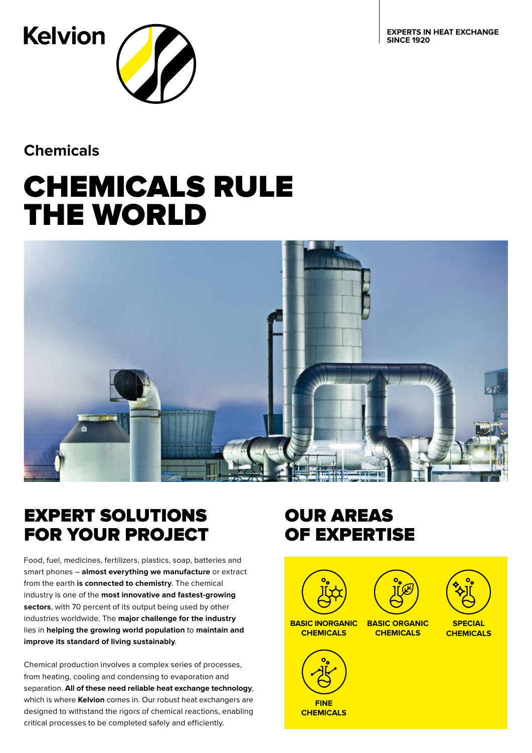Kelvion

EXPERTS IN HEAT EXCHANGE SINCE 1920

## Chemicals

# CHEMICALS RULE THE WORLD

## EXPERT SOLUTIONS FOR YOUR PROJECT

Food, fuel, medicines, fertilizers, plastics, soap, batteries and smart phones – **almost everything we manufacture** or extract from the earth **is connected to chemistry**. The chemical industry is one of the **most innovative and fastest-growing sectors**, with 70 percent of its output being used by other industries worldwide. The **major challenge for the industry** lies in **helping the growing world population** to **maintain and improve its standard of living sustainably**.

Chemical production involves a complex series of processes, from heating, cooling and condensing to evaporation and separation. **All of these need reliable heat exchange technology**, which is where **Kelvion** comes in. Our robust heat exchangers are designed to withstand the rigors of chemical reactions, enabling critical processes to be completed safely and efficiently.

## OUR AREAS OF EXPERTISE

- **BASIC INORGANIC CHEMICALS**
- **BASIC ORGANIC CHEMICALS**
- **SPECIAL CHEMICALS**
- **FINE CHEMICALS**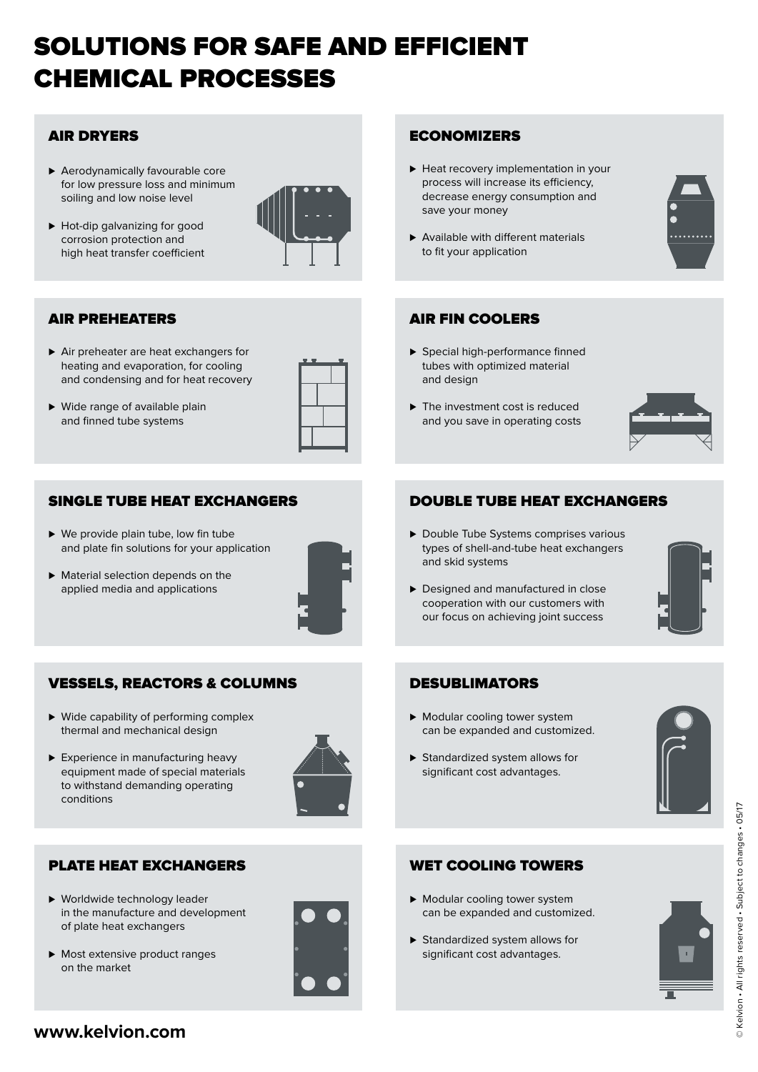# SOLUTIONS FOR SAFE AND EFFICIENT CHEMICAL PROCESSES

## AIR DRYERS

- Aerodynamically favourable core for low pressure loss and minimum soiling and low noise level
- Hot-dip galvanizing for good corrosion protection and high heat transfer coefficient

## ECONOMIZERS

- Heat recovery implementation in your process will increase its efficiency, decrease energy consumption and save your money
- Available with different materials to fit your application

## AIR PREHEATERS

- Air preheater are heat exchangers for heating and evaporation, for cooling and condensing and for heat recovery
- Wide range of available plain and finned tube systems

## AIR FIN COOLERS

- Special high-performance finned tubes with optimized material and design
- The investment cost is reduced and you save in operating costs

## SINGLE TUBE HEAT EXCHANGERS

- We provide plain tube, low fin tube and plate fin solutions for your application
- Material selection depends on the applied media and applications

## DOUBLE TUBE HEAT EXCHANGERS

- Double Tube Systems comprises various types of shell-and-tube heat exchangers and skid systems
- Designed and manufactured in close cooperation with our customers with our focus on achieving joint success

## VESSELS, REACTORS & COLUMNS

- Wide capability of performing complex thermal and mechanical design
- Experience in manufacturing heavy equipment made of special materials to withstand demanding operating conditions

## DESUBLIMATORS

- Modular cooling tower system can be expanded and customized.
- Standardized system allows for significant cost advantages.

## PLATE HEAT EXCHANGERS

- Worldwide technology leader in the manufacture and development of plate heat exchangers
- Most extensive product ranges on the market

## WET COOLING TOWERS

- Modular cooling tower system can be expanded and customized.
- Standardized system allows for significant cost advantages.

**www.kelvion.com**

© Kelvion • All rights reserved • Subject to changes • 05/17